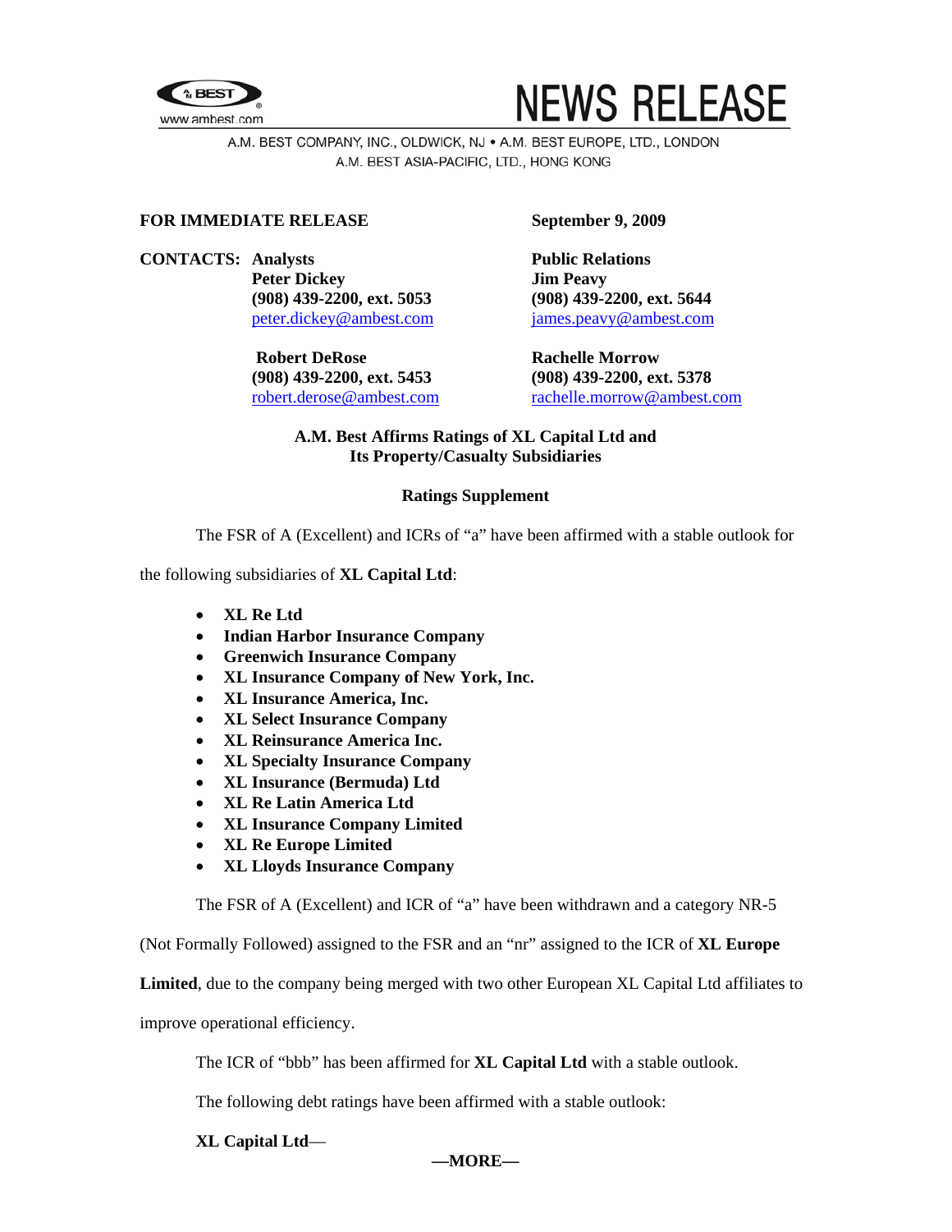# NEWS RELEASE

A.M. BEST COMPANY, INC., OLDWICK, NJ • A.M. BEST EUROPE, LTD., LONDON
A.M. BEST ASIA-PACIFIC, LTD., HONG KONG

**FOR IMMEDIATE RELEASE** **September 9, 2009**

**CONTACTS: Analysts**
**Peter Dickey**
**(908) 439-2200, ext. 5053**
peter.dickey@ambest.com

**Robert DeRose**
**(908) 439-2200, ext. 5453**
robert.derose@ambest.com

**Public Relations**
**Jim Peavy**
**(908) 439-2200, ext. 5644**
james.peavy@ambest.com

**Rachelle Morrow**
**(908) 439-2200, ext. 5378**
rachelle.morrow@ambest.com

## A.M. Best Affirms Ratings of XL Capital Ltd and Its Property/Casualty Subsidiaries

### Ratings Supplement

The FSR of A (Excellent) and ICRs of "a" have been affirmed with a stable outlook for the following subsidiaries of **XL Capital Ltd**:

- **XL Re Ltd**
- **Indian Harbor Insurance Company**
- **Greenwich Insurance Company**
- **XL Insurance Company of New York, Inc.**
- **XL Insurance America, Inc.**
- **XL Select Insurance Company**
- **XL Reinsurance America Inc.**
- **XL Specialty Insurance Company**
- **XL Insurance (Bermuda) Ltd**
- **XL Re Latin America Ltd**
- **XL Insurance Company Limited**
- **XL Re Europe Limited**
- **XL Lloyds Insurance Company**

The FSR of A (Excellent) and ICR of "a" have been withdrawn and a category NR-5 (Not Formally Followed) assigned to the FSR and an "nr" assigned to the ICR of **XL Europe Limited**, due to the company being merged with two other European XL Capital Ltd affiliates to improve operational efficiency.

The ICR of "bbb" has been affirmed for **XL Capital Ltd** with a stable outlook.

The following debt ratings have been affirmed with a stable outlook:

**XL Capital Ltd**—

—MORE—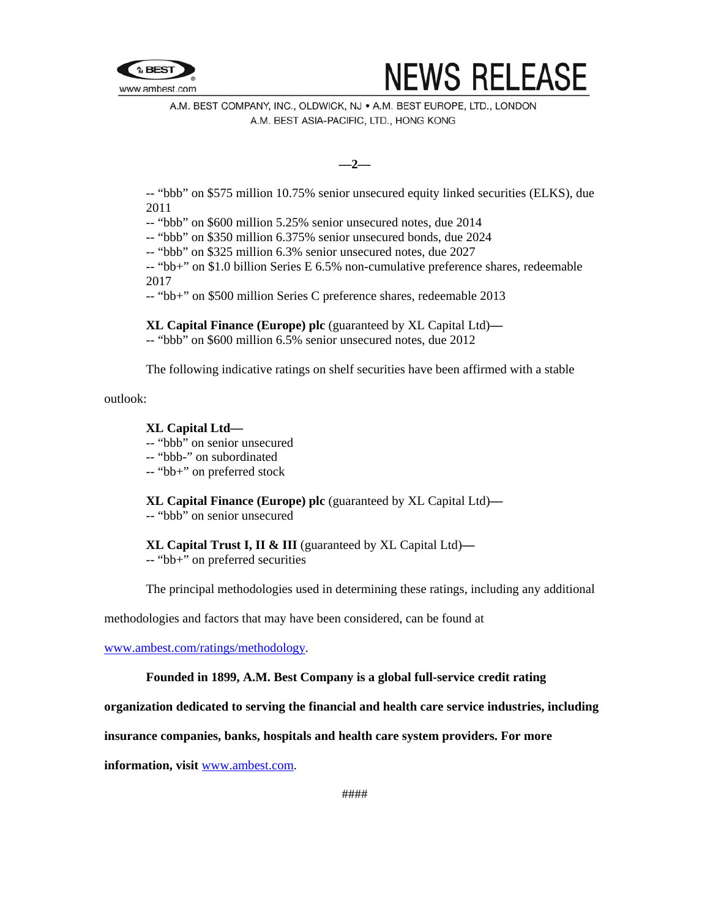-- “bbb” on $575 million 10.75% senior unsecured equity linked securities (ELKS), due 2011
-- “bbb” on $600 million 5.25% senior unsecured notes, due 2014
-- “bbb” on $350 million 6.375% senior unsecured bonds, due 2024
-- “bbb” on $325 million 6.3% senior unsecured notes, due 2027
-- “bb+” on $1.0 billion Series E 6.5% non-cumulative preference shares, redeemable 2017
-- “bb+” on $500 million Series C preference shares, redeemable 2013

**XL Capital Finance (Europe) plc** (guaranteed by XL Capital Ltd)**—**
-- “bbb” on $600 million 6.5% senior unsecured notes, due 2012

The following indicative ratings on shelf securities have been affirmed with a stable outlook:

**XL Capital Ltd—**
-- “bbb” on senior unsecured
-- “bbb-” on subordinated
-- “bb+” on preferred stock

**XL Capital Finance (Europe) plc** (guaranteed by XL Capital Ltd)**—**
-- “bbb” on senior unsecured

**XL Capital Trust I, II & III** (guaranteed by XL Capital Ltd)**—**
-- “bb+” on preferred securities

The principal methodologies used in determining these ratings, including any additional methodologies and factors that may have been considered, can be found at www.ambest.com/ratings/methodology.

**Founded in 1899, A.M. Best Company is a global full-service credit rating organization dedicated to serving the financial and health care service industries, including insurance companies, banks, hospitals and health care system providers. For more information, visit** www.ambest.com.

####